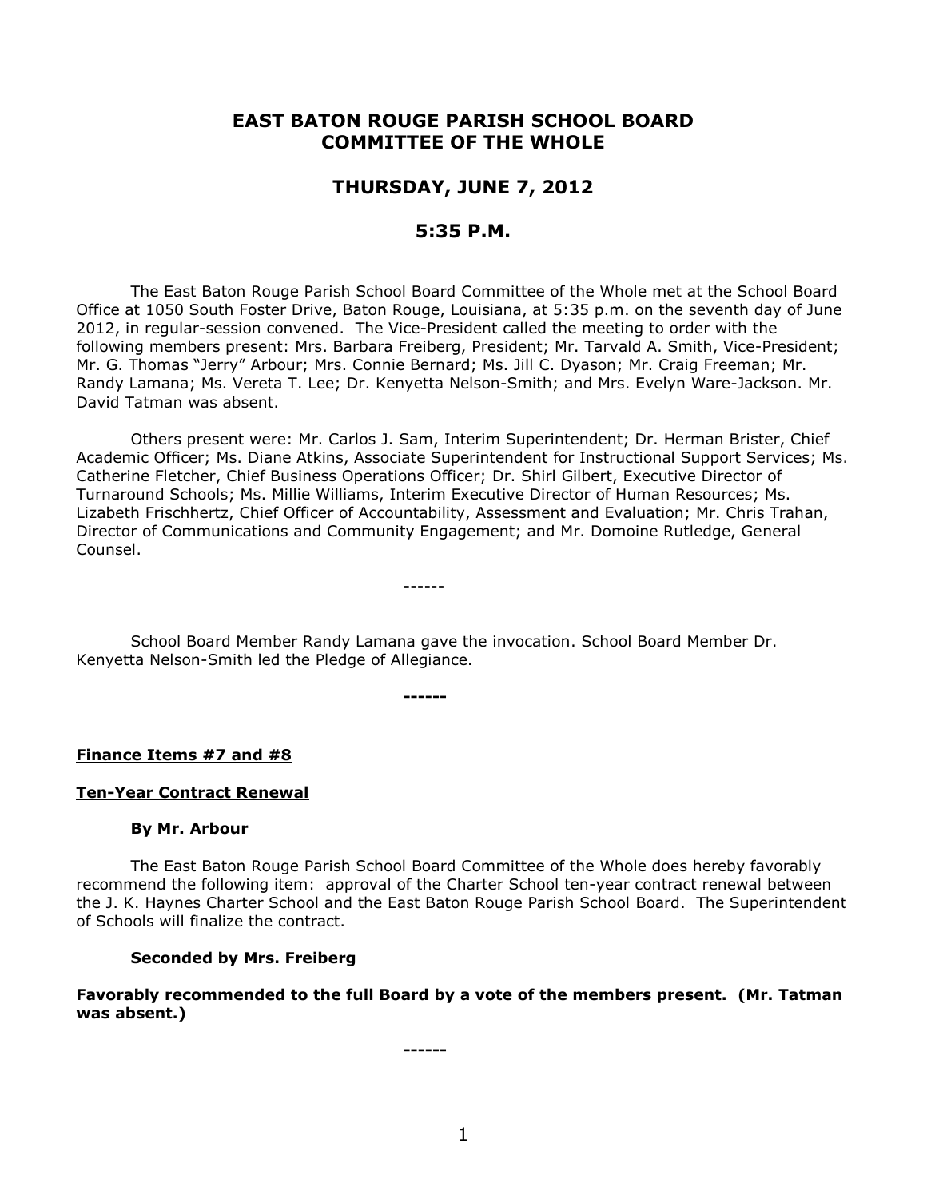# EAST BATON ROUGE PARISH SCHOOL BOARD COMMITTEE OF THE WHOLE

## THURSDAY, JUNE 7, 2012

## 5:35 P.M.

The East Baton Rouge Parish School Board Committee of the Whole met at the School Board Office at 1050 South Foster Drive, Baton Rouge, Louisiana, at 5:35 p.m. on the seventh day of June 2012, in regular-session convened. The Vice-President called the meeting to order with the following members present: Mrs. Barbara Freiberg, President; Mr. Tarvald A. Smith, Vice-President; Mr. G. Thomas "Jerry" Arbour; Mrs. Connie Bernard; Ms. Jill C. Dyason; Mr. Craig Freeman; Mr. Randy Lamana; Ms. Vereta T. Lee; Dr. Kenyetta Nelson-Smith; and Mrs. Evelyn Ware-Jackson. Mr. David Tatman was absent.

Others present were: Mr. Carlos J. Sam, Interim Superintendent; Dr. Herman Brister, Chief Academic Officer; Ms. Diane Atkins, Associate Superintendent for Instructional Support Services; Ms. Catherine Fletcher, Chief Business Operations Officer; Dr. Shirl Gilbert, Executive Director of Turnaround Schools; Ms. Millie Williams, Interim Executive Director of Human Resources; Ms. Lizabeth Frischhertz, Chief Officer of Accountability, Assessment and Evaluation; Mr. Chris Trahan, Director of Communications and Community Engagement; and Mr. Domoine Rutledge, General Counsel.

------

School Board Member Randy Lamana gave the invocation. School Board Member Dr. Kenyetta Nelson-Smith led the Pledge of Allegiance.

------

**Finance Items #7 and #8**

**Ten-Year Contract Renewal**

**By Mr. Arbour**

The East Baton Rouge Parish School Board Committee of the Whole does hereby favorably recommend the following item: approval of the Charter School ten-year contract renewal between the J. K. Haynes Charter School and the East Baton Rouge Parish School Board. The Superintendent of Schools will finalize the contract.

**Seconded by Mrs. Freiberg**

**Favorably recommended to the full Board by a vote of the members present. (Mr. Tatman was absent.)**

------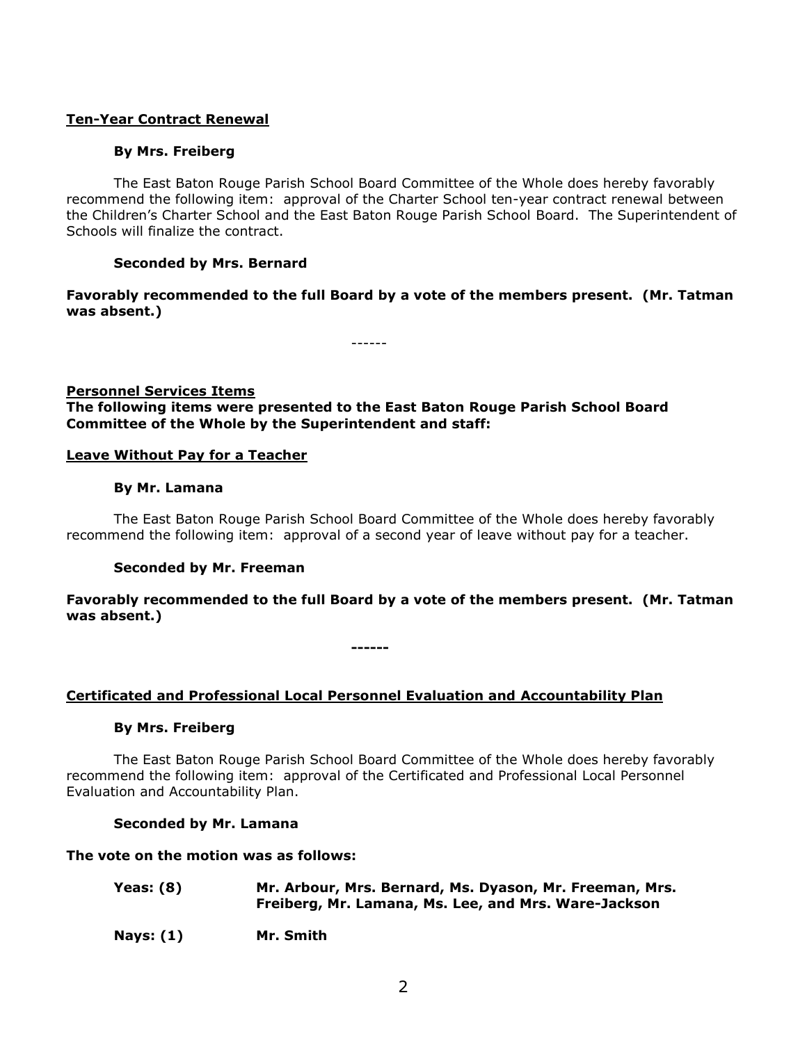**Ten-Year Contract Renewal**

**By Mrs. Freiberg**

The East Baton Rouge Parish School Board Committee of the Whole does hereby favorably recommend the following item: approval of the Charter School ten-year contract renewal between the Children's Charter School and the East Baton Rouge Parish School Board. The Superintendent of Schools will finalize the contract.

**Seconded by Mrs. Bernard**

**Favorably recommended to the full Board by a vote of the members present. (Mr. Tatman was absent.)**

------

**Personnel Services Items**

**The following items were presented to the East Baton Rouge Parish School Board Committee of the Whole by the Superintendent and staff:**

**Leave Without Pay for a Teacher**

**By Mr. Lamana**

The East Baton Rouge Parish School Board Committee of the Whole does hereby favorably recommend the following item: approval of a second year of leave without pay for a teacher.

**Seconded by Mr. Freeman**

**Favorably recommended to the full Board by a vote of the members present. (Mr. Tatman was absent.)**

------

**Certificated and Professional Local Personnel Evaluation and Accountability Plan**

**By Mrs. Freiberg**

The East Baton Rouge Parish School Board Committee of the Whole does hereby favorably recommend the following item: approval of the Certificated and Professional Local Personnel Evaluation and Accountability Plan.

**Seconded by Mr. Lamana**

**The vote on the motion was as follows:**

**Yeas: (8)** **Mr. Arbour, Mrs. Bernard, Ms. Dyason, Mr. Freeman, Mrs. Freiberg, Mr. Lamana, Ms. Lee, and Mrs. Ware-Jackson**

**Nays: (1)** **Mr. Smith**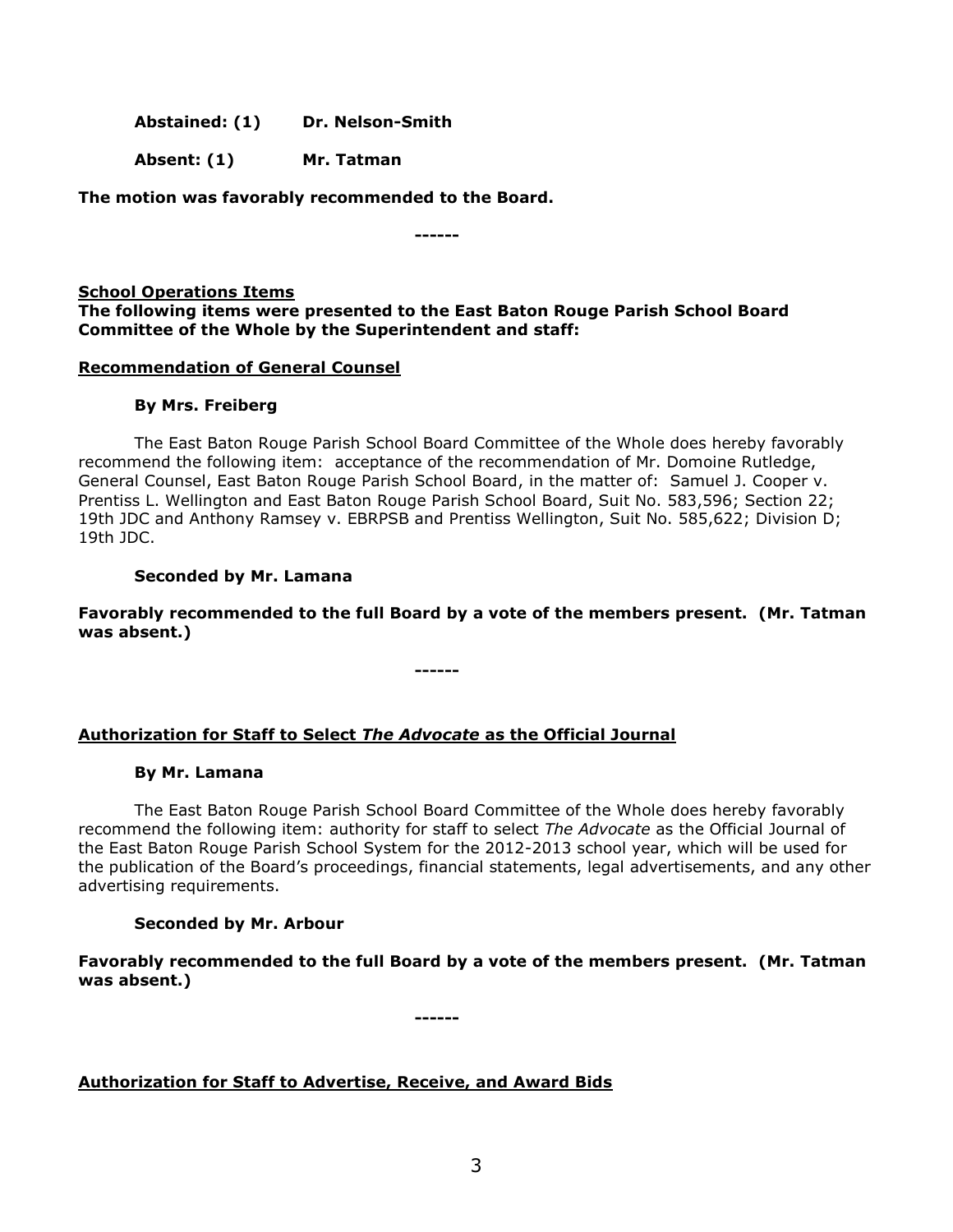**Abstained: (1)** **Dr. Nelson-Smith**

**Absent: (1)** **Mr. Tatman**

**The motion was favorably recommended to the Board.**

**------**

**School Operations Items**

**The following items were presented to the East Baton Rouge Parish School Board Committee of the Whole by the Superintendent and staff:**

**Recommendation of General Counsel**

**By Mrs. Freiberg**

The East Baton Rouge Parish School Board Committee of the Whole does hereby favorably recommend the following item: acceptance of the recommendation of Mr. Domoine Rutledge, General Counsel, East Baton Rouge Parish School Board, in the matter of: Samuel J. Cooper v. Prentiss L. Wellington and East Baton Rouge Parish School Board, Suit No. 583,596; Section 22; 19th JDC and Anthony Ramsey v. EBRPSB and Prentiss Wellington, Suit No. 585,622; Division D; 19th JDC.

**Seconded by Mr. Lamana**

**Favorably recommended to the full Board by a vote of the members present. (Mr. Tatman was absent.)**

**------**

**Authorization for Staff to Select *The Advocate* as the Official Journal**

**By Mr. Lamana**

The East Baton Rouge Parish School Board Committee of the Whole does hereby favorably recommend the following item: authority for staff to select *The Advocate* as the Official Journal of the East Baton Rouge Parish School System for the 2012-2013 school year, which will be used for the publication of the Board's proceedings, financial statements, legal advertisements, and any other advertising requirements.

**Seconded by Mr. Arbour**

**Favorably recommended to the full Board by a vote of the members present. (Mr. Tatman was absent.)**

**------**

**Authorization for Staff to Advertise, Receive, and Award Bids**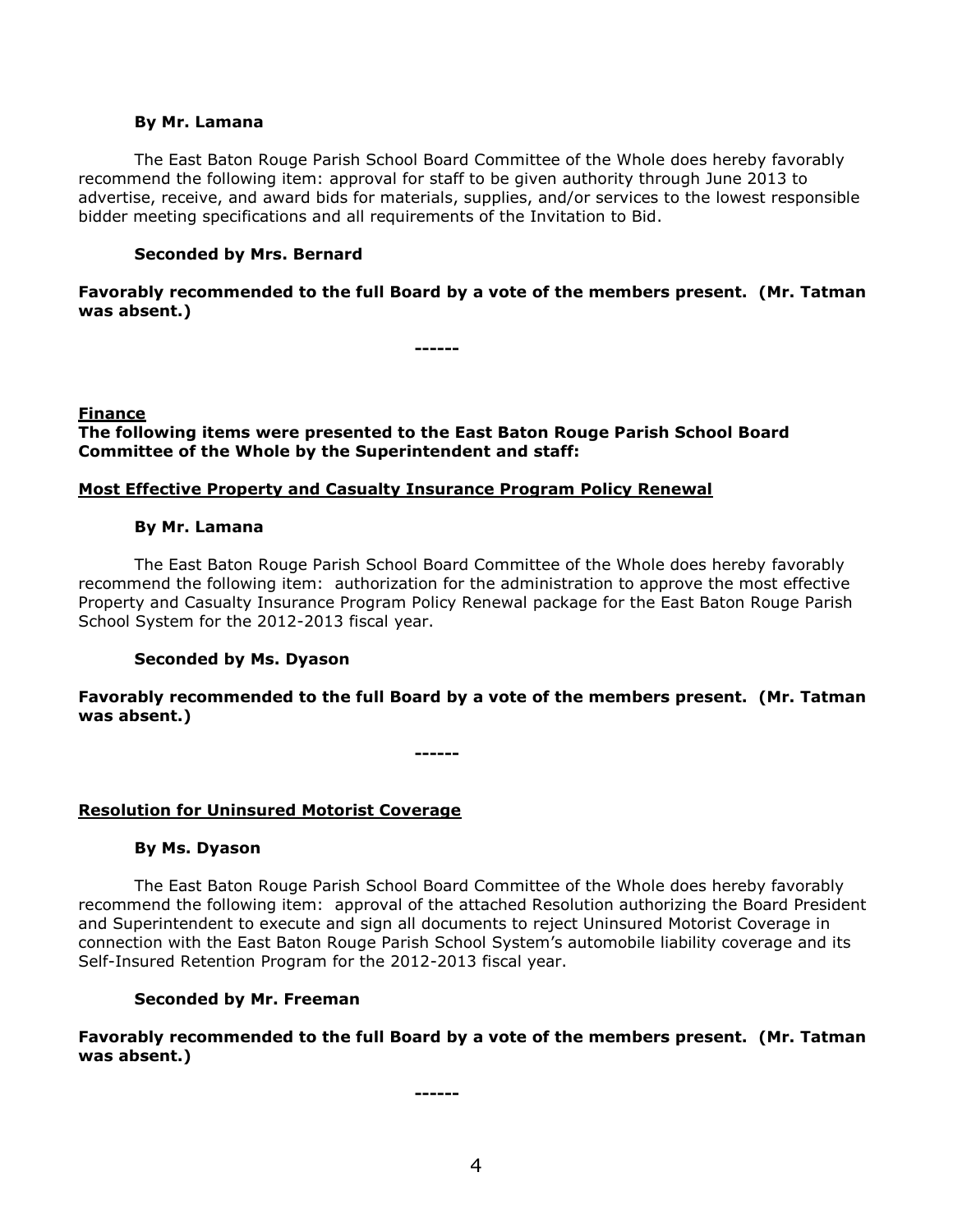**By Mr. Lamana**

The East Baton Rouge Parish School Board Committee of the Whole does hereby favorably recommend the following item: approval for staff to be given authority through June 2013 to advertise, receive, and award bids for materials, supplies, and/or services to the lowest responsible bidder meeting specifications and all requirements of the Invitation to Bid.

**Seconded by Mrs. Bernard**

**Favorably recommended to the full Board by a vote of the members present. (Mr. Tatman was absent.)**

**------**

**Finance**

**The following items were presented to the East Baton Rouge Parish School Board Committee of the Whole by the Superintendent and staff:**

**Most Effective Property and Casualty Insurance Program Policy Renewal**

**By Mr. Lamana**

The East Baton Rouge Parish School Board Committee of the Whole does hereby favorably recommend the following item: authorization for the administration to approve the most effective Property and Casualty Insurance Program Policy Renewal package for the East Baton Rouge Parish School System for the 2012-2013 fiscal year.

**Seconded by Ms. Dyason**

**Favorably recommended to the full Board by a vote of the members present. (Mr. Tatman was absent.)**

**------**

**Resolution for Uninsured Motorist Coverage**

**By Ms. Dyason**

The East Baton Rouge Parish School Board Committee of the Whole does hereby favorably recommend the following item: approval of the attached Resolution authorizing the Board President and Superintendent to execute and sign all documents to reject Uninsured Motorist Coverage in connection with the East Baton Rouge Parish School System's automobile liability coverage and its Self-Insured Retention Program for the 2012-2013 fiscal year.

**Seconded by Mr. Freeman**

**Favorably recommended to the full Board by a vote of the members present. (Mr. Tatman was absent.)**

**------**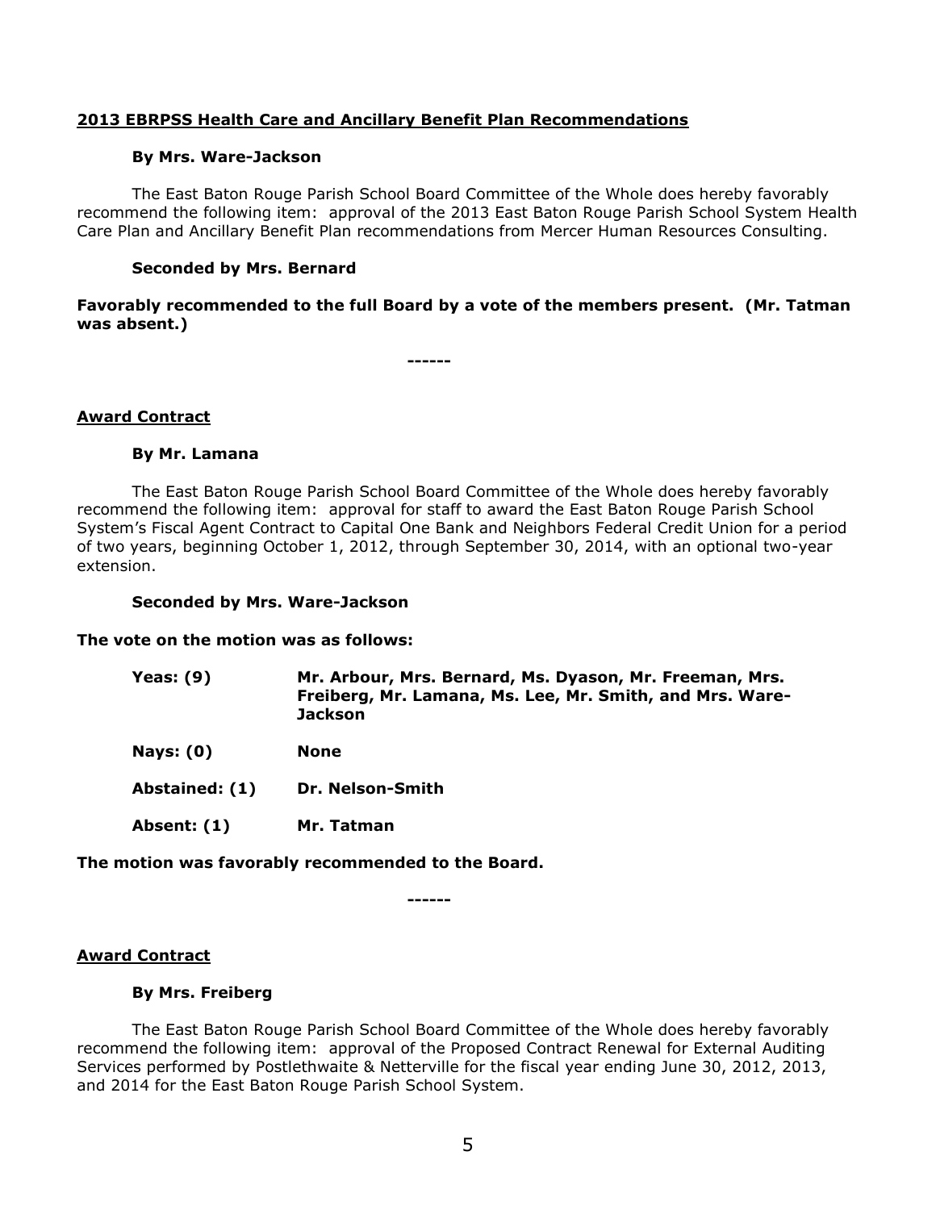**2013 EBRPSS Health Care and Ancillary Benefit Plan Recommendations**

**By Mrs. Ware-Jackson**

The East Baton Rouge Parish School Board Committee of the Whole does hereby favorably recommend the following item: approval of the 2013 East Baton Rouge Parish School System Health Care Plan and Ancillary Benefit Plan recommendations from Mercer Human Resources Consulting.

**Seconded by Mrs. Bernard**

**Favorably recommended to the full Board by a vote of the members present. (Mr. Tatman was absent.)**

------

**Award Contract**

**By Mr. Lamana**

The East Baton Rouge Parish School Board Committee of the Whole does hereby favorably recommend the following item: approval for staff to award the East Baton Rouge Parish School System's Fiscal Agent Contract to Capital One Bank and Neighbors Federal Credit Union for a period of two years, beginning October 1, 2012, through September 30, 2014, with an optional two-year extension.

**Seconded by Mrs. Ware-Jackson**

**The vote on the motion was as follows:**

| | |
|---|---|
| **Yeas: (9)** | **Mr. Arbour, Mrs. Bernard, Ms. Dyason, Mr. Freeman, Mrs. Freiberg, Mr. Lamana, Ms. Lee, Mr. Smith, and Mrs. Ware-Jackson** |
| **Nays: (0)** | **None** |
| **Abstained: (1)** | **Dr. Nelson-Smith** |
| **Absent: (1)** | **Mr. Tatman** |

**The motion was favorably recommended to the Board.**

------

**Award Contract**

**By Mrs. Freiberg**

The East Baton Rouge Parish School Board Committee of the Whole does hereby favorably recommend the following item: approval of the Proposed Contract Renewal for External Auditing Services performed by Postlethwaite & Netterville for the fiscal year ending June 30, 2012, 2013, and 2014 for the East Baton Rouge Parish School System.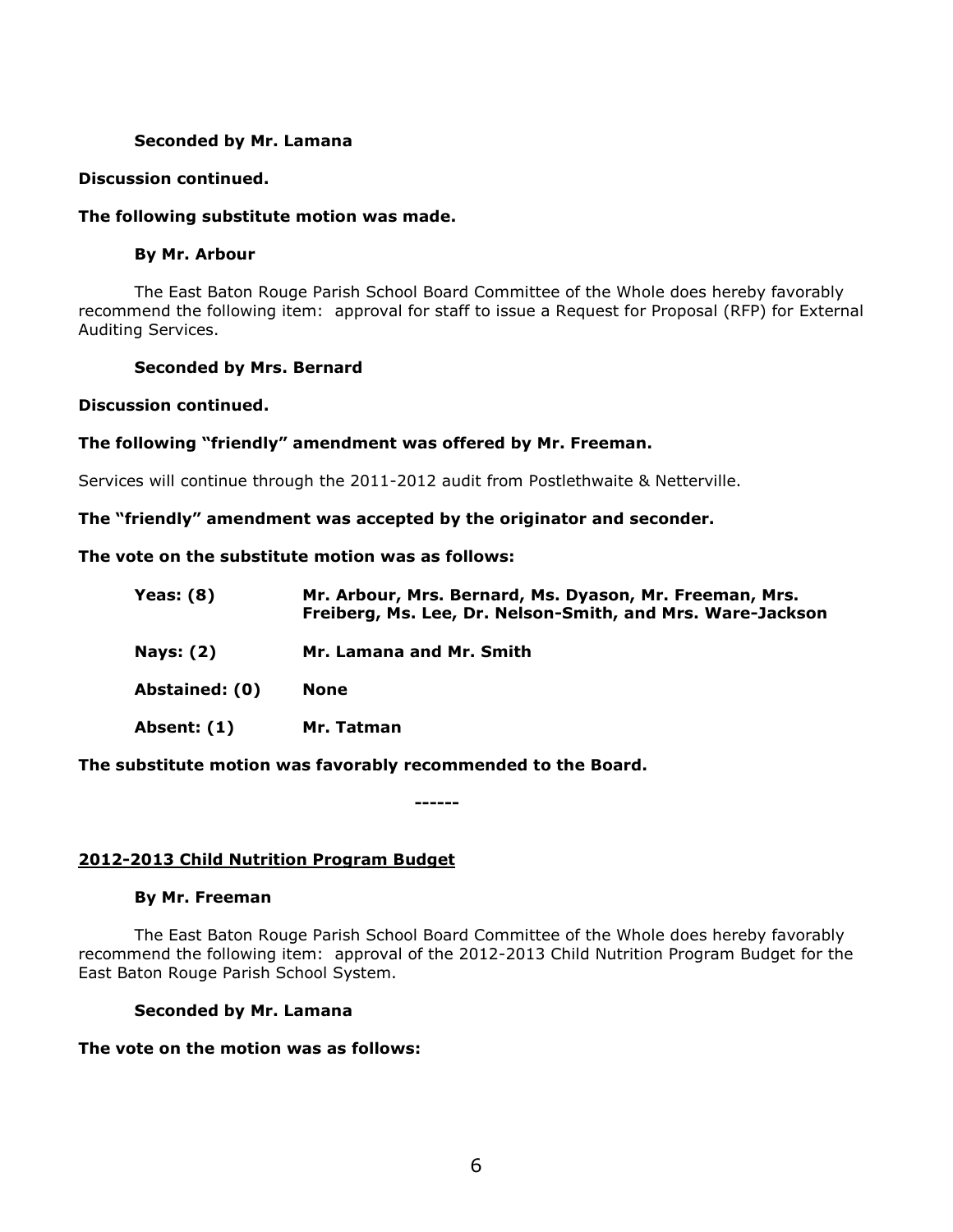**Seconded by Mr. Lamana**

**Discussion continued.**

**The following substitute motion was made.**

**By Mr. Arbour**

The East Baton Rouge Parish School Board Committee of the Whole does hereby favorably recommend the following item: approval for staff to issue a Request for Proposal (RFP) for External Auditing Services.

**Seconded by Mrs. Bernard**

**Discussion continued.**

**The following "friendly" amendment was offered by Mr. Freeman.**

Services will continue through the 2011-2012 audit from Postlethwaite & Netterville.

**The "friendly" amendment was accepted by the originator and seconder.**

**The vote on the substitute motion was as follows:**

| | |
|---|---|
| **Yeas: (8)** | **Mr. Arbour, Mrs. Bernard, Ms. Dyason, Mr. Freeman, Mrs. Freiberg, Ms. Lee, Dr. Nelson-Smith, and Mrs. Ware-Jackson** |
| **Nays: (2)** | **Mr. Lamana and Mr. Smith** |
| **Abstained: (0)** | **None** |
| **Absent: (1)** | **Mr. Tatman** |

**The substitute motion was favorably recommended to the Board.**

**------**

## 2012-2013 Child Nutrition Program Budget

**By Mr. Freeman**

The East Baton Rouge Parish School Board Committee of the Whole does hereby favorably recommend the following item: approval of the 2012-2013 Child Nutrition Program Budget for the East Baton Rouge Parish School System.

**Seconded by Mr. Lamana**

**The vote on the motion was as follows:**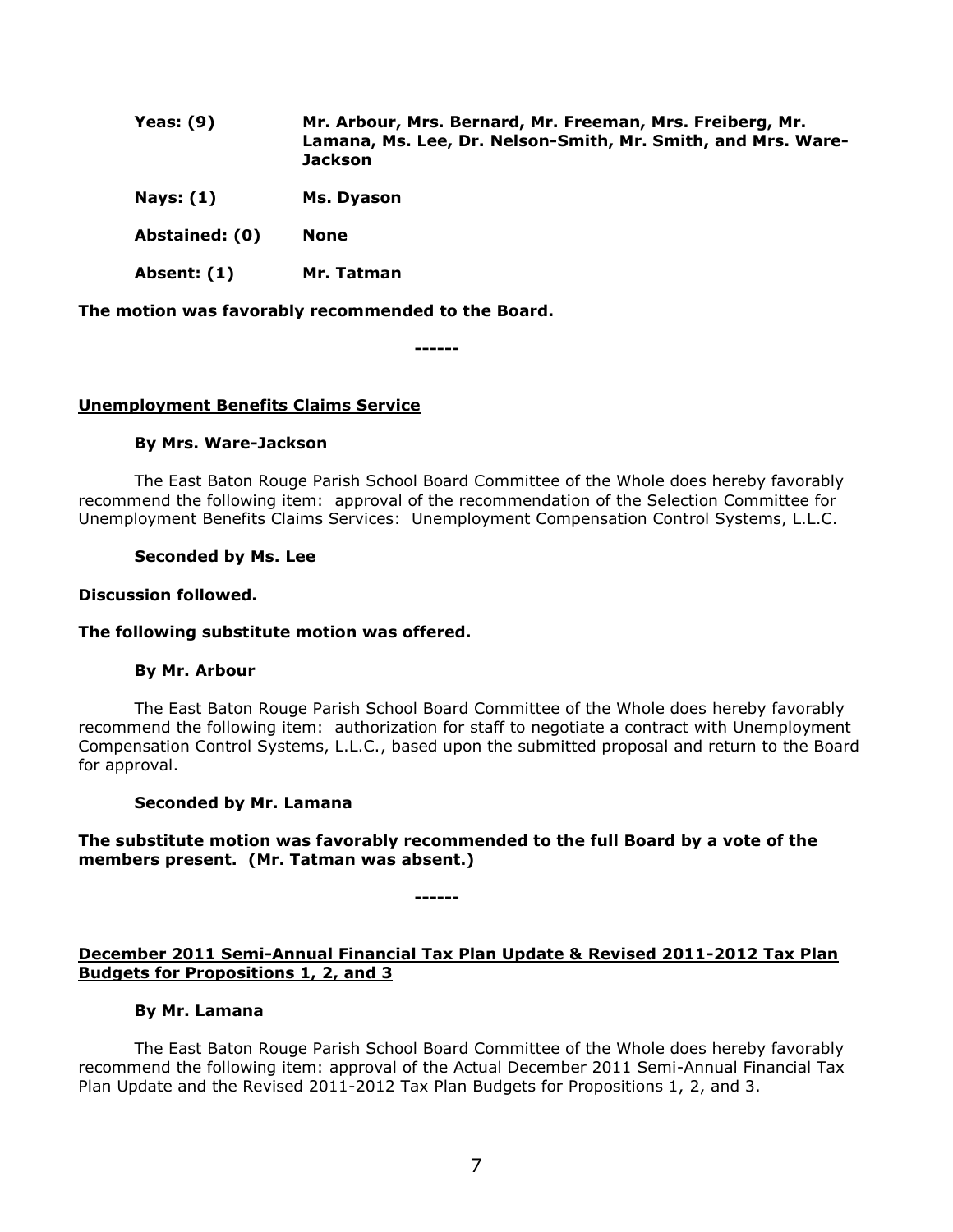| | |
|---|---|
| **Yeas: (9)** | **Mr. Arbour, Mrs. Bernard, Mr. Freeman, Mrs. Freiberg, Mr. Lamana, Ms. Lee, Dr. Nelson-Smith, Mr. Smith, and Mrs. Ware-Jackson** |
| **Nays: (1)** | **Ms. Dyason** |
| **Abstained: (0)** | **None** |
| **Absent: (1)** | **Mr. Tatman** |

**The motion was favorably recommended to the Board.**

**------**

**Unemployment Benefits Claims Service**

**By Mrs. Ware-Jackson**

The East Baton Rouge Parish School Board Committee of the Whole does hereby favorably recommend the following item: approval of the recommendation of the Selection Committee for Unemployment Benefits Claims Services: Unemployment Compensation Control Systems, L.L.C.

**Seconded by Ms. Lee**

**Discussion followed.**

**The following substitute motion was offered.**

**By Mr. Arbour**

The East Baton Rouge Parish School Board Committee of the Whole does hereby favorably recommend the following item: authorization for staff to negotiate a contract with Unemployment Compensation Control Systems, L.L.C., based upon the submitted proposal and return to the Board for approval.

**Seconded by Mr. Lamana**

**The substitute motion was favorably recommended to the full Board by a vote of the members present. (Mr. Tatman was absent.)**

**------**

**December 2011 Semi-Annual Financial Tax Plan Update & Revised 2011-2012 Tax Plan Budgets for Propositions 1, 2, and 3**

**By Mr. Lamana**

The East Baton Rouge Parish School Board Committee of the Whole does hereby favorably recommend the following item: approval of the Actual December 2011 Semi-Annual Financial Tax Plan Update and the Revised 2011-2012 Tax Plan Budgets for Propositions 1, 2, and 3.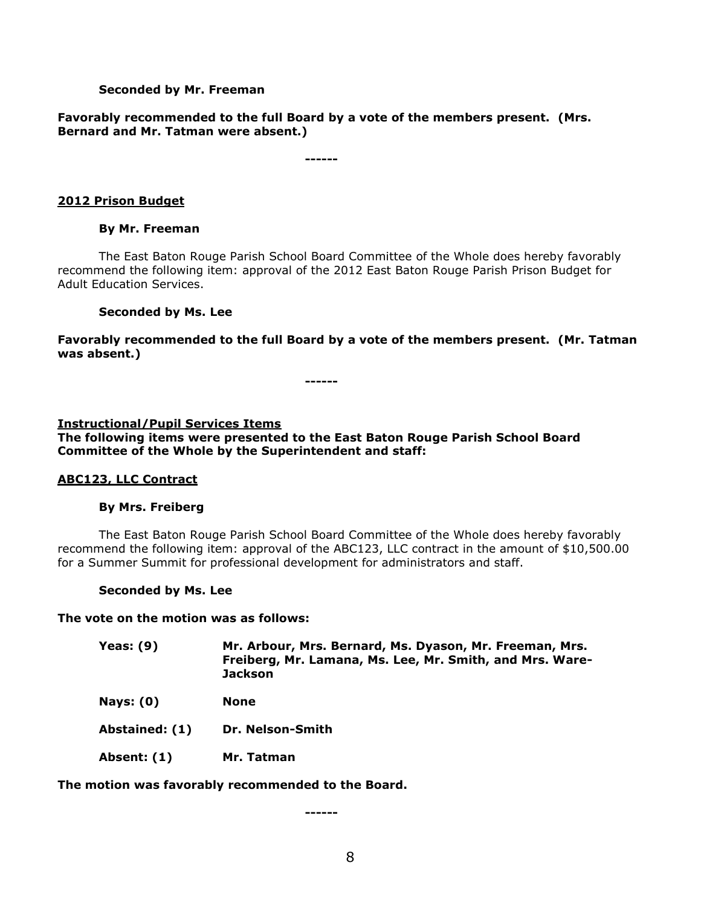**Seconded by Mr. Freeman**

**Favorably recommended to the full Board by a vote of the members present. (Mrs. Bernard and Mr. Tatman were absent.)**

------

**2012 Prison Budget**

**By Mr. Freeman**

The East Baton Rouge Parish School Board Committee of the Whole does hereby favorably recommend the following item: approval of the 2012 East Baton Rouge Parish Prison Budget for Adult Education Services.

**Seconded by Ms. Lee**

**Favorably recommended to the full Board by a vote of the members present. (Mr. Tatman was absent.)**

------

**Instructional/Pupil Services Items**

**The following items were presented to the East Baton Rouge Parish School Board Committee of the Whole by the Superintendent and staff:**

**ABC123, LLC Contract**

**By Mrs. Freiberg**

The East Baton Rouge Parish School Board Committee of the Whole does hereby favorably recommend the following item: approval of the ABC123, LLC contract in the amount of $10,500.00 for a Summer Summit for professional development for administrators and staff.

**Seconded by Ms. Lee**

**The vote on the motion was as follows:**

| | |
|---|---|
| **Yeas: (9)** | **Mr. Arbour, Mrs. Bernard, Ms. Dyason, Mr. Freeman, Mrs. Freiberg, Mr. Lamana, Ms. Lee, Mr. Smith, and Mrs. Ware-Jackson** |
| **Nays: (0)** | **None** |
| **Abstained: (1)** | **Dr. Nelson-Smith** |
| **Absent: (1)** | **Mr. Tatman** |

**The motion was favorably recommended to the Board.**

------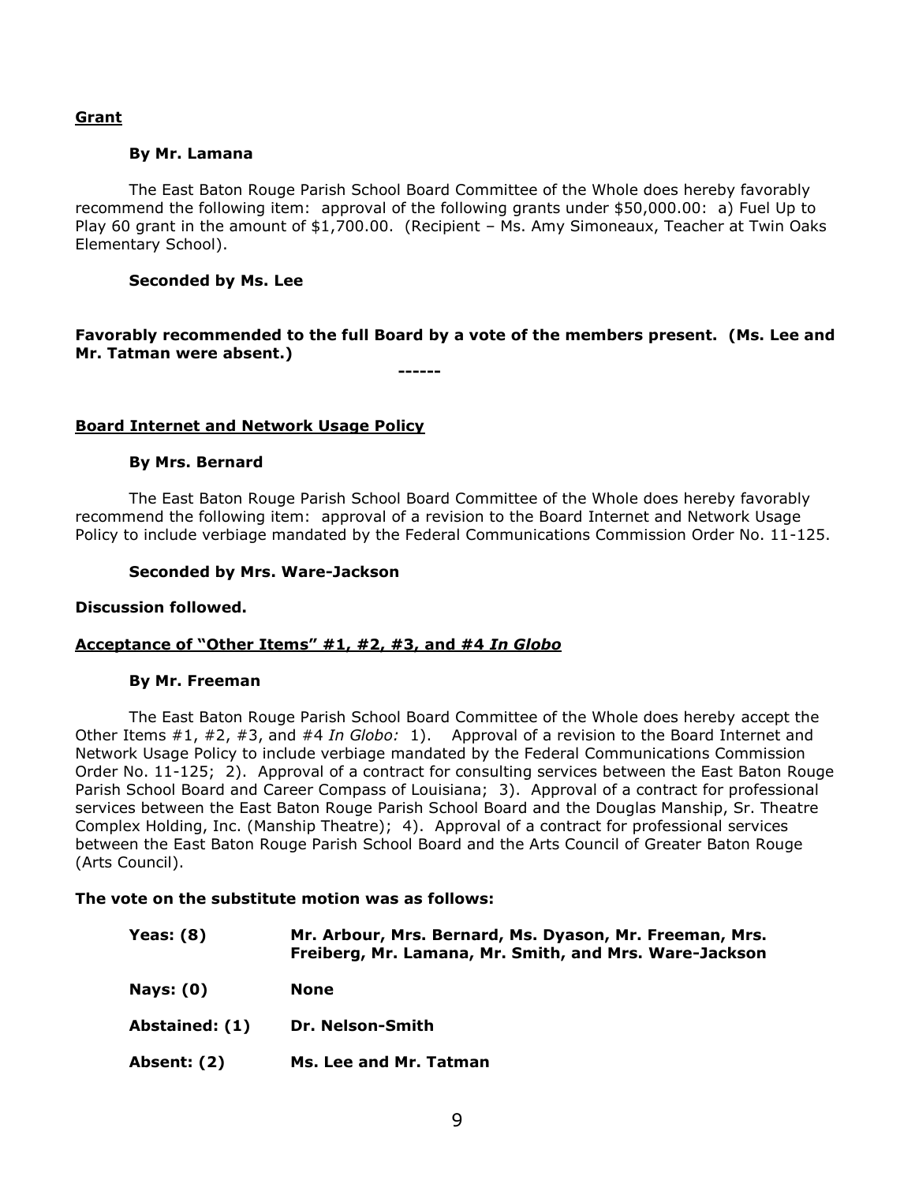**Grant**

**By Mr. Lamana**

The East Baton Rouge Parish School Board Committee of the Whole does hereby favorably recommend the following item: approval of the following grants under $50,000.00: a) Fuel Up to Play 60 grant in the amount of $1,700.00. (Recipient – Ms. Amy Simoneaux, Teacher at Twin Oaks Elementary School).

**Seconded by Ms. Lee**

**Favorably recommended to the full Board by a vote of the members present. (Ms. Lee and Mr. Tatman were absent.)**

**------**

**Board Internet and Network Usage Policy**

**By Mrs. Bernard**

The East Baton Rouge Parish School Board Committee of the Whole does hereby favorably recommend the following item: approval of a revision to the Board Internet and Network Usage Policy to include verbiage mandated by the Federal Communications Commission Order No. 11-125.

**Seconded by Mrs. Ware-Jackson**

**Discussion followed.**

**Acceptance of "Other Items" #1, #2, #3, and #4 *In Globo***

**By Mr. Freeman**

The East Baton Rouge Parish School Board Committee of the Whole does hereby accept the Other Items #1, #2, #3, and #4 *In Globo:* 1). Approval of a revision to the Board Internet and Network Usage Policy to include verbiage mandated by the Federal Communications Commission Order No. 11-125; 2). Approval of a contract for consulting services between the East Baton Rouge Parish School Board and Career Compass of Louisiana; 3). Approval of a contract for professional services between the East Baton Rouge Parish School Board and the Douglas Manship, Sr. Theatre Complex Holding, Inc. (Manship Theatre); 4). Approval of a contract for professional services between the East Baton Rouge Parish School Board and the Arts Council of Greater Baton Rouge (Arts Council).

**The vote on the substitute motion was as follows:**

| | |
|---|---|
| **Yeas: (8)** | **Mr. Arbour, Mrs. Bernard, Ms. Dyason, Mr. Freeman, Mrs. Freiberg, Mr. Lamana, Mr. Smith, and Mrs. Ware-Jackson** |
| **Nays: (0)** | **None** |
| **Abstained: (1)** | **Dr. Nelson-Smith** |
| **Absent: (2)** | **Ms. Lee and Mr. Tatman** |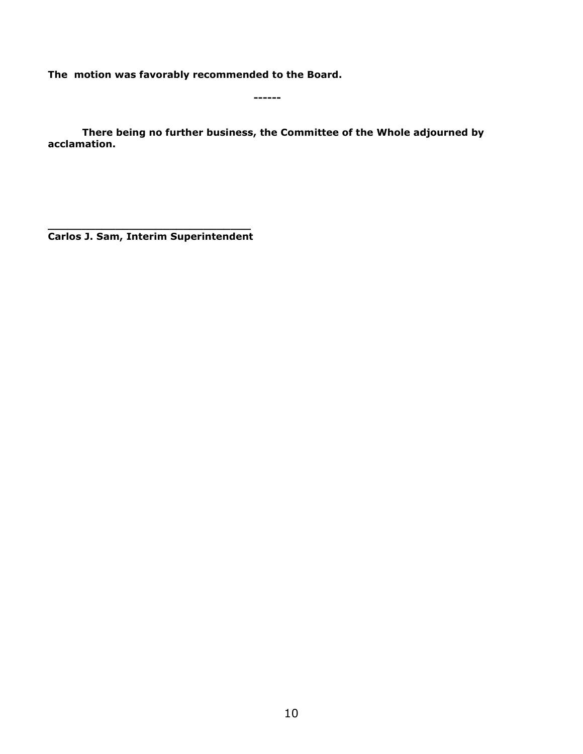**The motion was favorably recommended to the Board.**

**------**

**There being no further business, the Committee of the Whole adjourned by acclamation.**

**______________________________**
**Carlos J. Sam, Interim Superintendent**